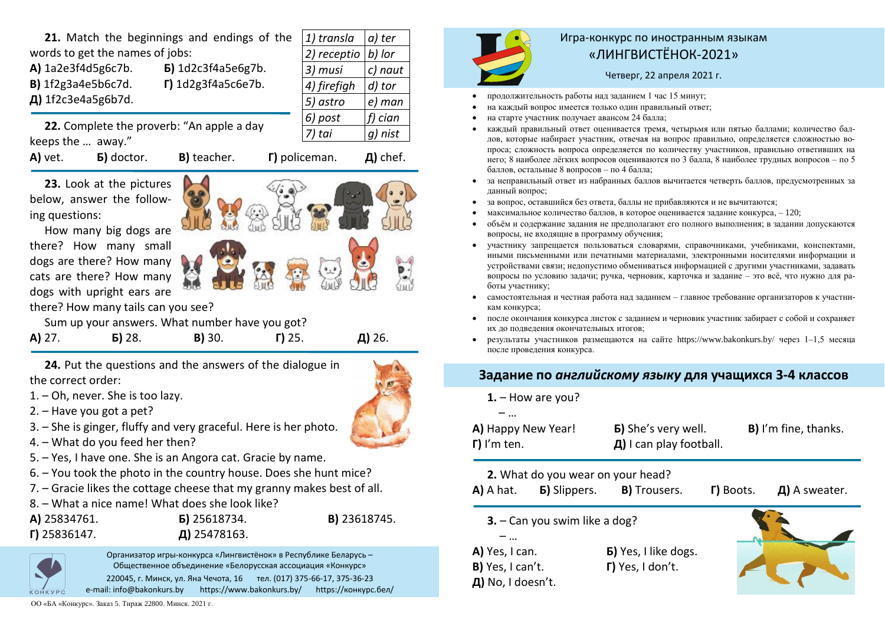**21.** Match the beginnings and endings of the words to get the names of jobs:

**А)** 1a2e3f4d5g6c7b. **Б)** 1d2c3f4a5e6g7b.
**В)** 1f2g3a4e5b6c7d. **Г)** 1d2g3f4a5c6e7b.
**Д)** 1f2c3e4a5g6b7d.

| | |
|---|---|
| 1) transla | a) ter |
| 2) receptio | b) lor |
| 3) musi | c) naut |
| 4) firefigh | d) tor |
| 5) astro | e) man |
| 6) post | f) cian |
| 7) tai | g) nist |

**22.** Complete the proverb: "An apple a day keeps the … away."

**А)** vet. **Б)** doctor. **В)** teacher. **Г)** policeman. **Д)** chef.

**23.** Look at the pictures below, answer the following questions:

How many big dogs are there? How many small dogs are there? How many cats are there? How many dogs with upright ears are there? How many tails can you see?

Sum up your answers. What number have you got?

**А)** 27. **Б)** 28. **В)** 30. **Г)** 25. **Д)** 26.

**24.** Put the questions and the answers of the dialogue in the correct order:

1. – Oh, never. She is too lazy.
2. – Have you got a pet?
3. – She is ginger, fluffy and very graceful. Here is her photo.
4. – What do you feed her then?
5. – Yes, I have one. She is an Angora cat. Gracie by name.
6. – You took the photo in the country house. Does she hunt mice?
7. – Gracie likes the cottage cheese that my granny makes best of all.
8. – What a nice name! What does she look like?

**А)** 25834761. **Б)** 25618734. **В)** 23618745.
**Г)** 25836147. **Д)** 25478163.

Организатор игры-конкурса «Лингвистёнок» в Республике Беларусь – Общественное объединение «Белорусская ассоциация «Конкурс»
220045, г. Минск, ул. Яна Чечота, 16 тел. (017) 375-66-17, 375-36-23
e-mail: info@bakonkurs.by https://www.bakonkurs.by/ https://конкурс.бел/

ОО «БА «Конкурс». Заказ 5. Тираж 22800. Минск. 2021 г.

# Игра-конкурс по иностранным языкам «ЛИНГВИСТЁНОК-2021»

Четверг, 22 апреля 2021 г.

- продолжительность работы над заданием 1 час 15 минут;
- на каждый вопрос имеется только один правильный ответ;
- на старте участник получает авансом 24 балла;
- каждый правильный ответ оценивается тремя, четырьмя или пятью баллами; количество баллов, которые набирает участник, отвечая на вопрос правильно, определяется сложностью вопроса; сложность вопроса определяется по количеству участников, правильно ответивших на него; 8 наиболее лёгких вопросов оцениваются по 3 балла, 8 наиболее трудных вопросов – по 5 баллов, остальные 8 вопросов – по 4 балла;
- за неправильный ответ из набранных баллов вычитается четверть баллов, предусмотренных за данный вопрос;
- за вопрос, оставшийся без ответа, баллы не прибавляются и не вычитаются;
- максимальное количество баллов, в которое оценивается задание конкурса, – 120;
- объём и содержание задания не предполагают его полного выполнения; в задании допускаются вопросы, не входящие в программу обучения;
- участнику запрещается пользоваться словарями, справочниками, учебниками, конспектами, иными письменными или печатными материалами, электронными носителями информации и устройствами связи; недопустимо обмениваться информацией с другими участниками, задавать вопросы по условию задачи; ручка, черновик, карточка и задание – это всё, что нужно для работы участнику;
- самостоятельная и честная работа над заданием – главное требование организаторов к участникам конкурса;
- после окончания конкурса листок с заданием и черновик участник забирает с собой и сохраняет их до подведения окончательных итогов;
- результаты участников размещаются на сайте https://www.bakonkurs.by/ через 1–1,5 месяца после проведения конкурса.

## Задание по *английскому языку* для учащихся 3-4 классов

**1.** – How are you?
– …

**А)** Happy New Year! **Б)** She's very well. **В)** I'm fine, thanks.
**Г)** I'm ten. **Д)** I can play football.

**2.** What do you wear on your head?

**А)** A hat. **Б)** Slippers. **В)** Trousers. **Г)** Boots. **Д)** A sweater.

**3.** – Can you swim like a dog?
– …

**А)** Yes, I can. **Б)** Yes, I like dogs.
**В)** Yes, I can't. **Г)** Yes, I don't.
**Д)** No, I doesn't.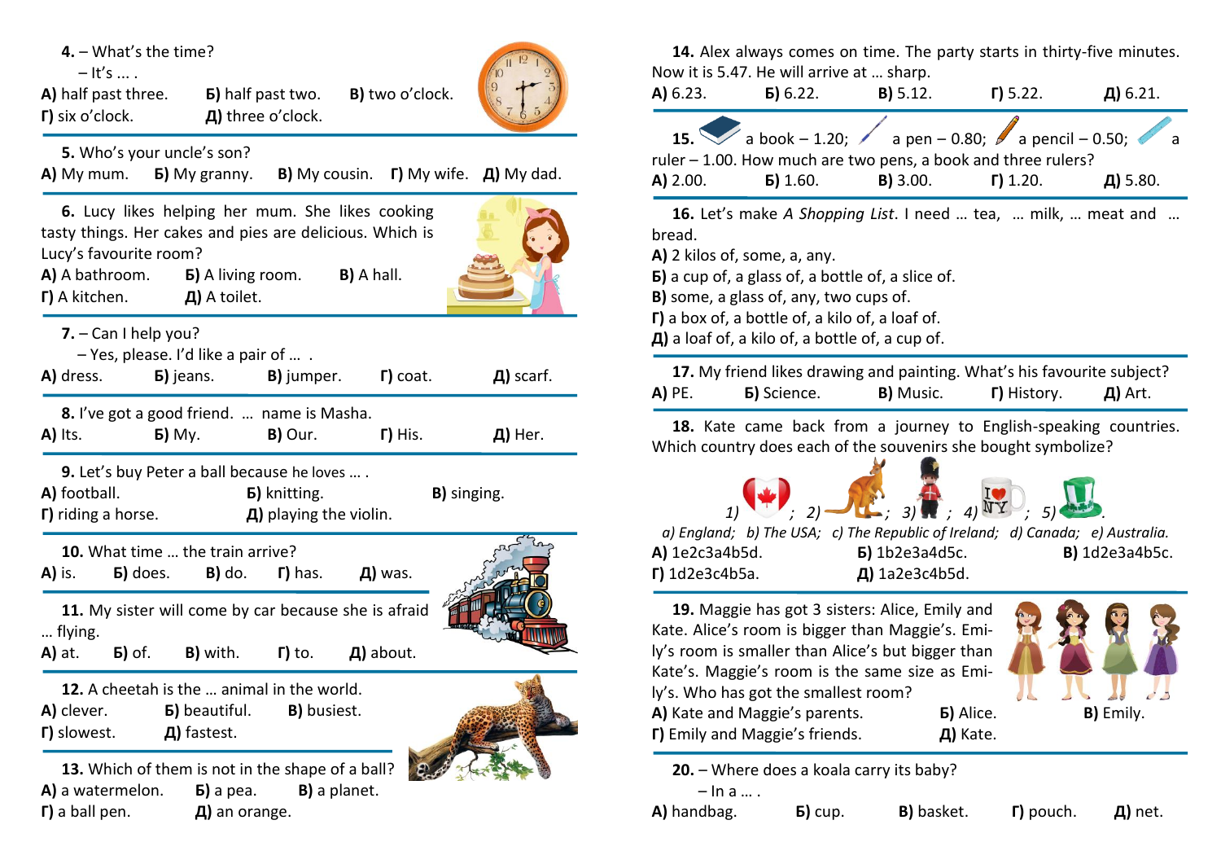**4.** – What's the time?
– It's ... .

**А)** half past three. **Б)** half past two. **В)** two o'clock.
**Г)** six o'clock. **Д)** three o'clock.

**5.** Who's your uncle's son?

**А)** My mum. **Б)** My granny. **В)** My cousin. **Г)** My wife. **Д)** My dad.

**6.** Lucy likes helping her mum. She likes cooking tasty things. Her cakes and pies are delicious. Which is Lucy's favourite room?

**А)** A bathroom. **Б)** A living room. **В)** A hall.
**Г)** A kitchen. **Д)** A toilet.

**7.** – Can I help you?
– Yes, please. I'd like a pair of ... .

**А)** dress. **Б)** jeans. **В)** jumper. **Г)** coat. **Д)** scarf.

**8.** I've got a good friend. ... name is Masha.

**А)** Its. **Б)** My. **В)** Our. **Г)** His. **Д)** Her.

**9.** Let's buy Peter a ball because he loves ... .

**А)** football. **Б)** knitting. **В)** singing.
**Г)** riding a horse. **Д)** playing the violin.

**10.** What time ... the train arrive?

**А)** is. **Б)** does. **В)** do. **Г)** has. **Д)** was.

**11.** My sister will come by car because she is afraid ... flying.

**А)** at. **Б)** of. **В)** with. **Г)** to. **Д)** about.

**12.** A cheetah is the ... animal in the world.

**А)** clever. **Б)** beautiful. **В)** busiest.
**Г)** slowest. **Д)** fastest.

**13.** Which of them is not in the shape of a ball?

**А)** a watermelon. **Б)** a pea. **В)** a planet.
**Г)** a ball pen. **Д)** an orange.

**14.** Alex always comes on time. The party starts in thirty-five minutes. Now it is 5.47. He will arrive at ... sharp.

**А)** 6.23. **Б)** 6.22. **В)** 5.12. **Г)** 5.22. **Д)** 6.21.

**15.** a book – 1.20; a pen – 0.80; a pencil – 0.50; a ruler – 1.00. How much are two pens, a book and three rulers?

**А)** 2.00. **Б)** 1.60. **В)** 3.00. **Г)** 1.20. **Д)** 5.80.

**16.** Let's make *A Shopping List*. I need ... tea, ... milk, ... meat and ... bread.

**А)** 2 kilos of, some, a, any.
**Б)** a cup of, a glass of, a bottle of, a slice of.
**В)** some, a glass of, any, two cups of.
**Г)** a box of, a bottle of, a kilo of, a loaf of.
**Д)** a loaf of, a kilo of, a bottle of, a cup of.

**17.** My friend likes drawing and painting. What's his favourite subject?

**А)** PE. **Б)** Science. **В)** Music. **Г)** History. **Д)** Art.

**18.** Kate came back from a journey to English-speaking countries. Which country does each of the souvenirs she bought symbolize?

*1) ; 2) ; 3) ; 4) ; 5) .*

*a) England; b) The USA; c) The Republic of Ireland; d) Canada; e) Australia.*

**А)** 1e2c3a4b5d. **Б)** 1b2e3a4d5c. **В)** 1d2e3a4b5c.
**Г)** 1d2e3c4b5a. **Д)** 1a2e3c4b5d.

**19.** Maggie has got 3 sisters: Alice, Emily and Kate. Alice's room is bigger than Maggie's. Emily's room is smaller than Alice's but bigger than Kate's. Maggie's room is the same size as Emily's. Who has got the smallest room?

**А)** Kate and Maggie's parents. **Б)** Alice. **В)** Emily.
**Г)** Emily and Maggie's friends. **Д)** Kate.

**20.** – Where does a koala carry its baby?
– In a ... .

**А)** handbag. **Б)** cup. **В)** basket. **Г)** pouch. **Д)** net.